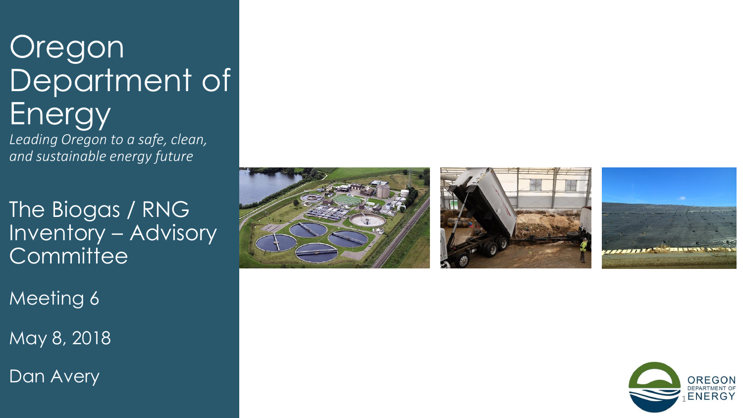# Oregon Department of Energy

*Leading Oregon to a safe, clean, and sustainable energy future*

## The Biogas / RNG Inventory – Advisory Committee

Meeting 6

May 8, 2018

Dan Avery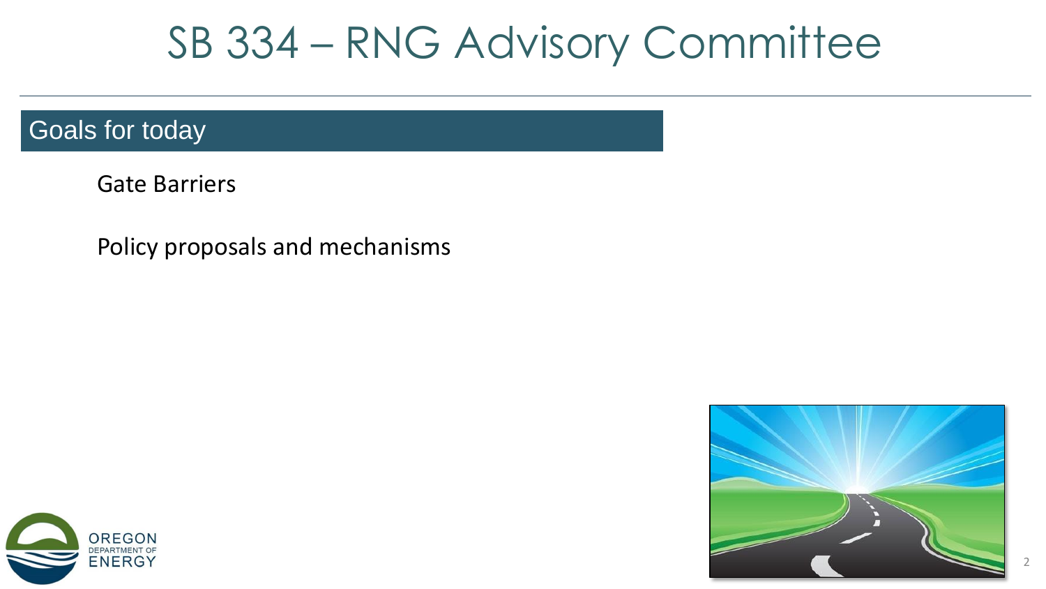# SB 334 – RNG Advisory Committee

## Goals for today

Gate Barriers

Policy proposals and mechanisms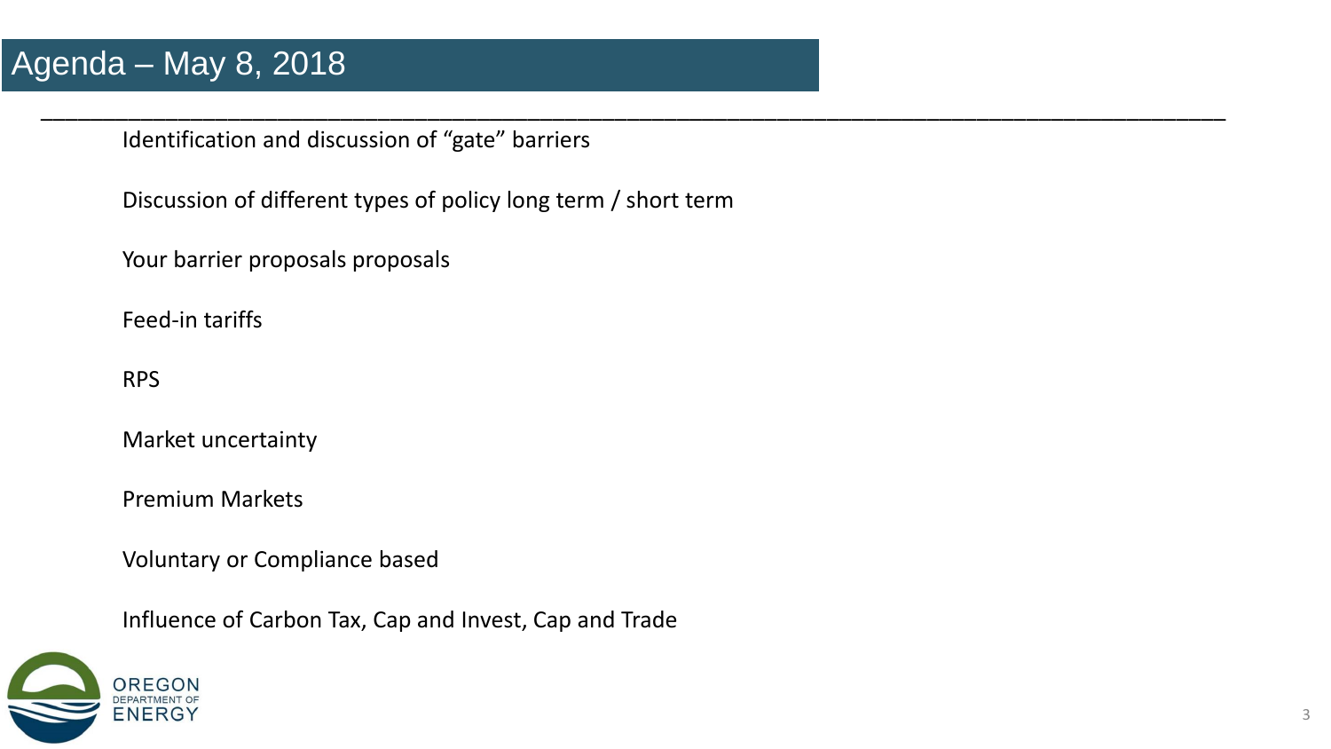# Agenda – May 8, 2018

Identification and discussion of “gate” barriers

Discussion of different types of policy long term / short term

Your barrier proposals proposals

Feed-in tariffs

RPS

Market uncertainty

Premium Markets

Voluntary or Compliance based

Influence of Carbon Tax, Cap and Invest, Cap and Trade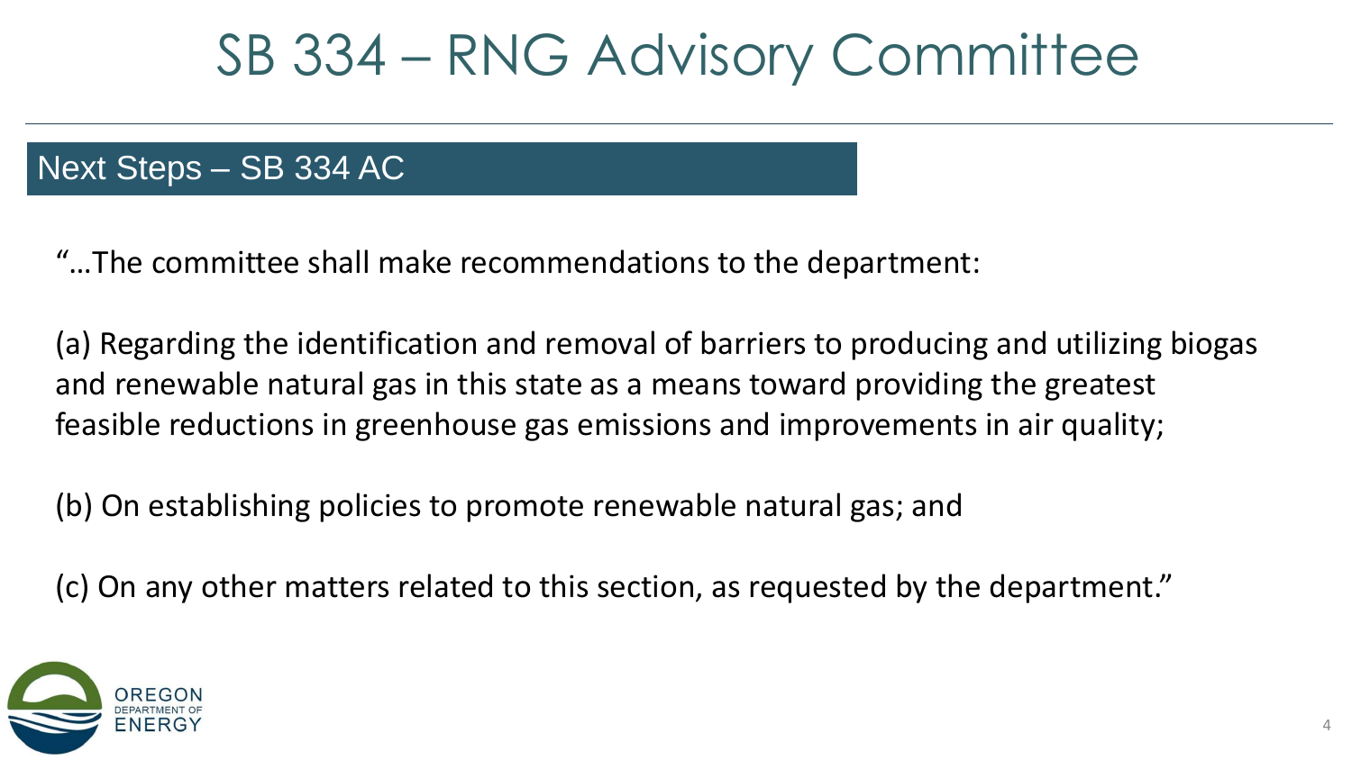# SB 334 – RNG Advisory Committee

## Next Steps – SB 334 AC

"…The committee shall make recommendations to the department:

(a) Regarding the identification and removal of barriers to producing and utilizing biogas and renewable natural gas in this state as a means toward providing the greatest feasible reductions in greenhouse gas emissions and improvements in air quality;

(b) On establishing policies to promote renewable natural gas; and

(c) On any other matters related to this section, as requested by the department."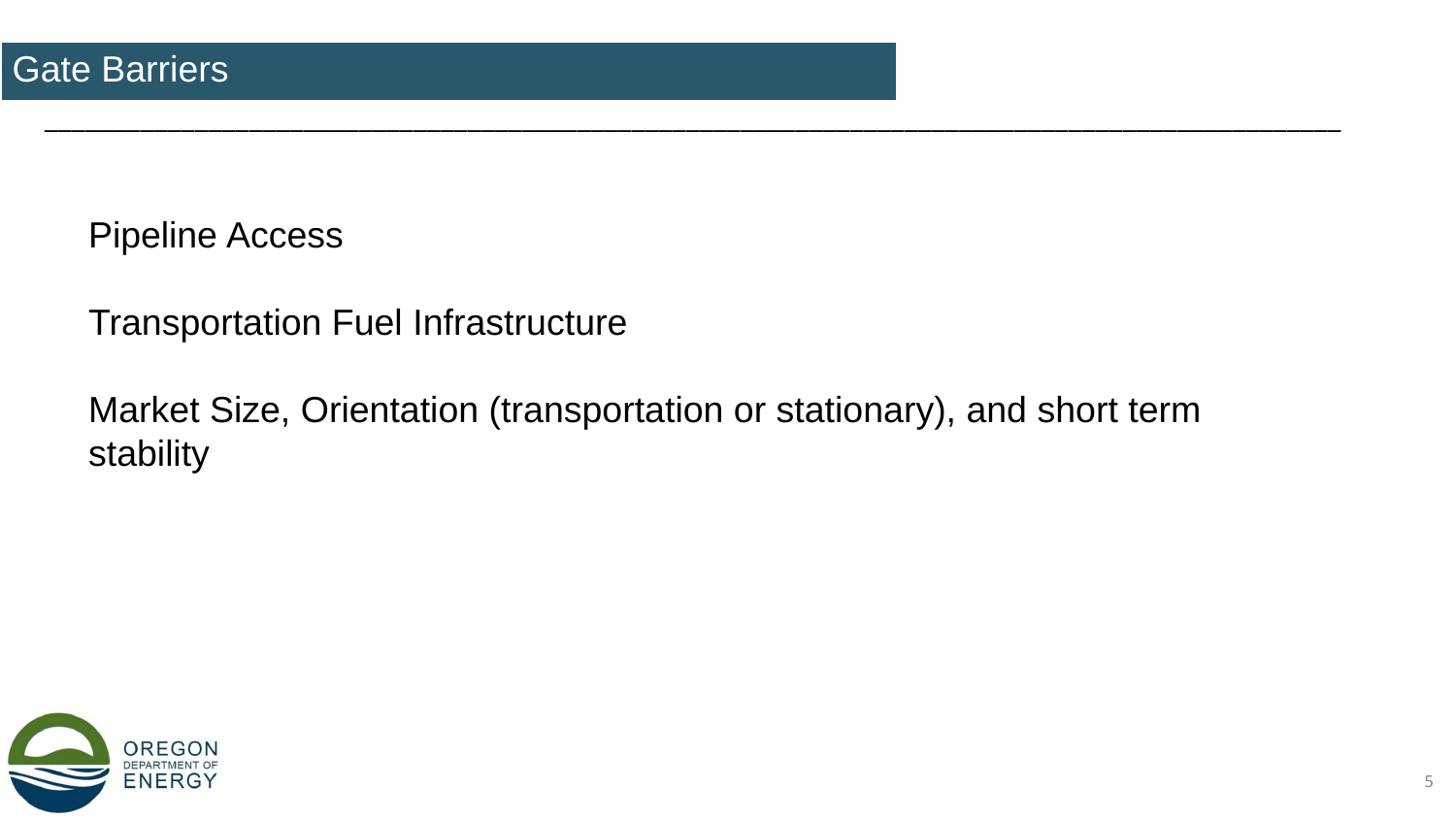# Gate Barriers

Pipeline Access

Transportation Fuel Infrastructure

Market Size, Orientation (transportation or stationary), and short term stability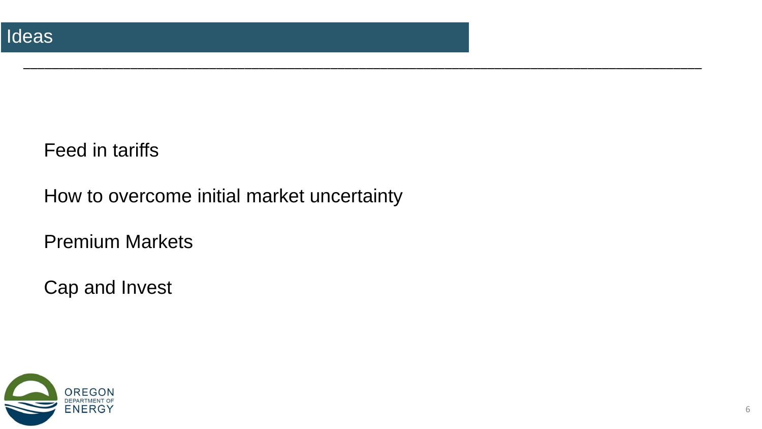# Ideas

Feed in tariffs

How to overcome initial market uncertainty

Premium Markets

Cap and Invest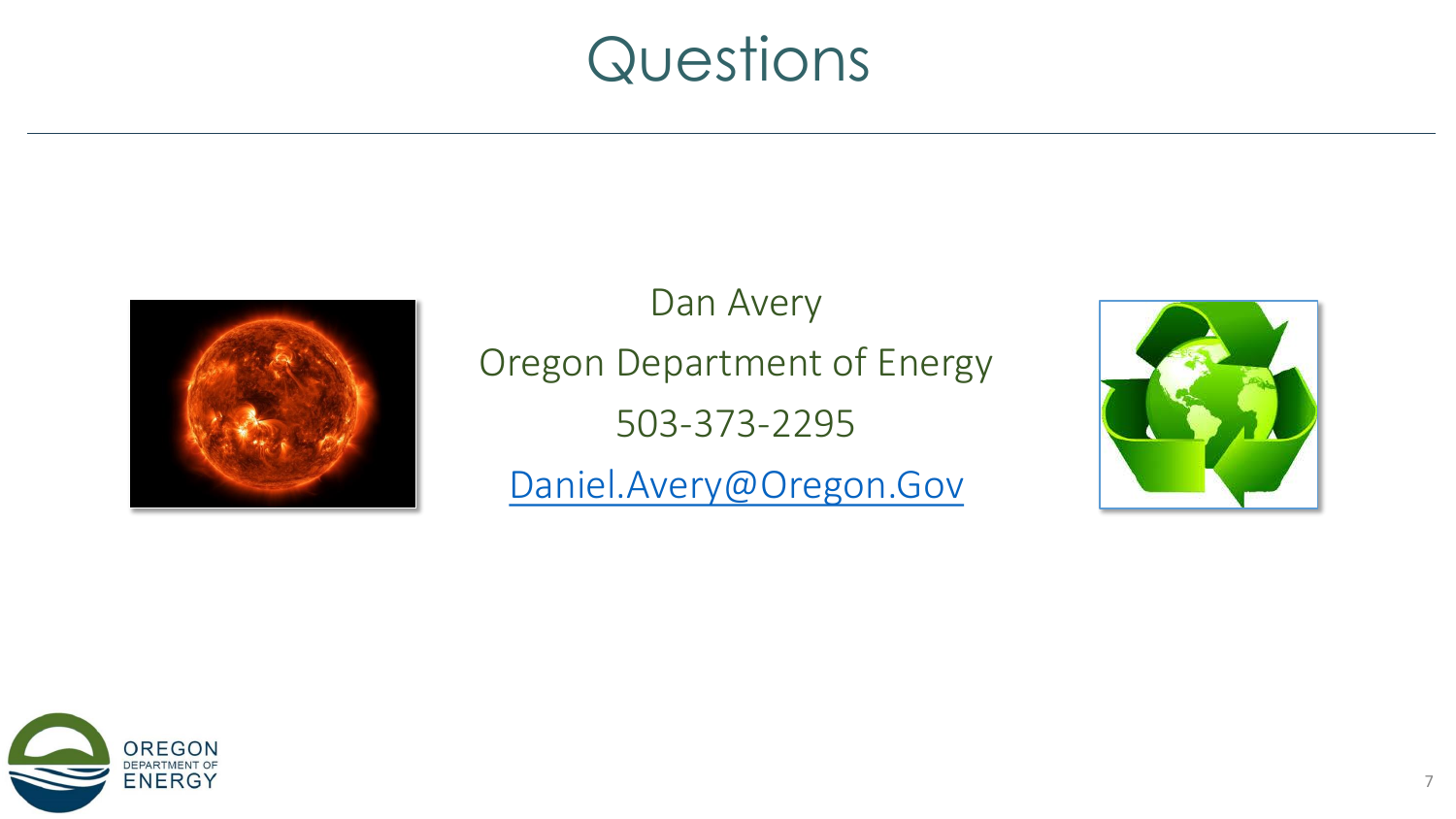# Questions

Dan Avery

Oregon Department of Energy

503-373-2295

Daniel.Avery@Oregon.Gov